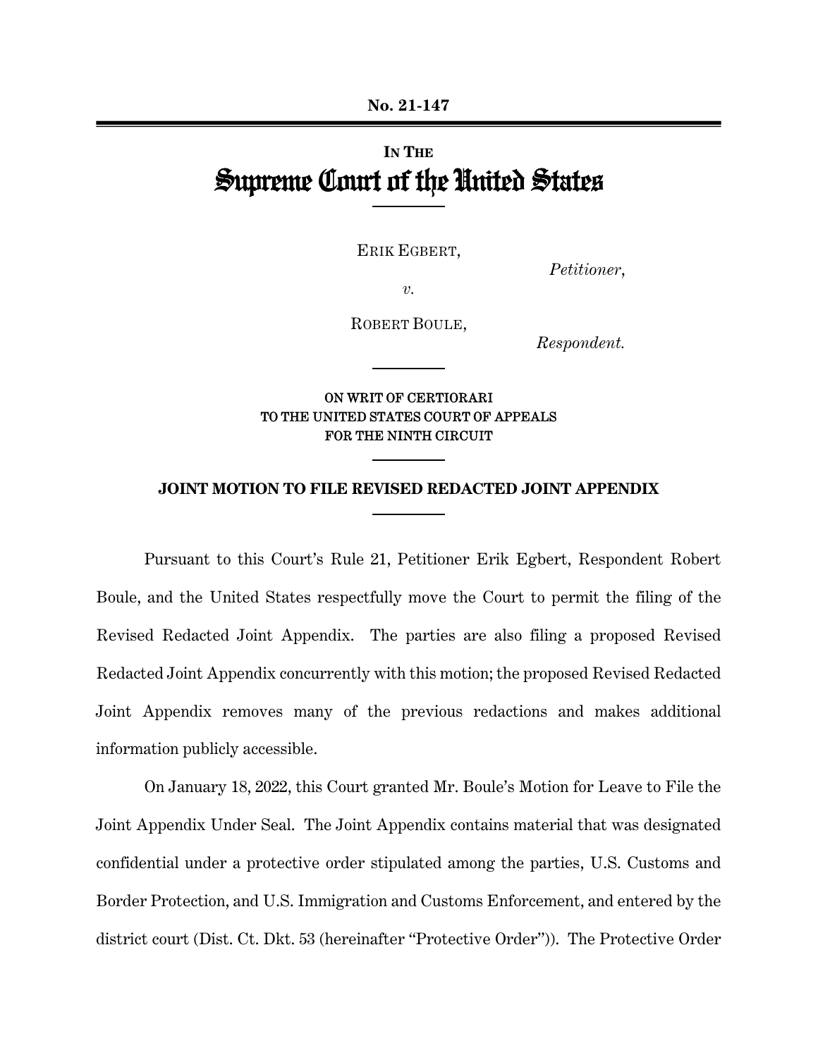**No. 21-147**

IN THE

# Supreme Court of the United States

ERIK EGBERT,

*Petitioner*,

*v.*

ROBERT BOULE,

*Respondent.*

ON WRIT OF CERTIORARI
TO THE UNITED STATES COURT OF APPEALS
FOR THE NINTH CIRCUIT

## JOINT MOTION TO FILE REVISED REDACTED JOINT APPENDIX

Pursuant to this Court's Rule 21, Petitioner Erik Egbert, Respondent Robert Boule, and the United States respectfully move the Court to permit the filing of the Revised Redacted Joint Appendix. The parties are also filing a proposed Revised Redacted Joint Appendix concurrently with this motion; the proposed Revised Redacted Joint Appendix removes many of the previous redactions and makes additional information publicly accessible.

On January 18, 2022, this Court granted Mr. Boule's Motion for Leave to File the Joint Appendix Under Seal. The Joint Appendix contains material that was designated confidential under a protective order stipulated among the parties, U.S. Customs and Border Protection, and U.S. Immigration and Customs Enforcement, and entered by the district court (Dist. Ct. Dkt. 53 (hereinafter "Protective Order")). The Protective Order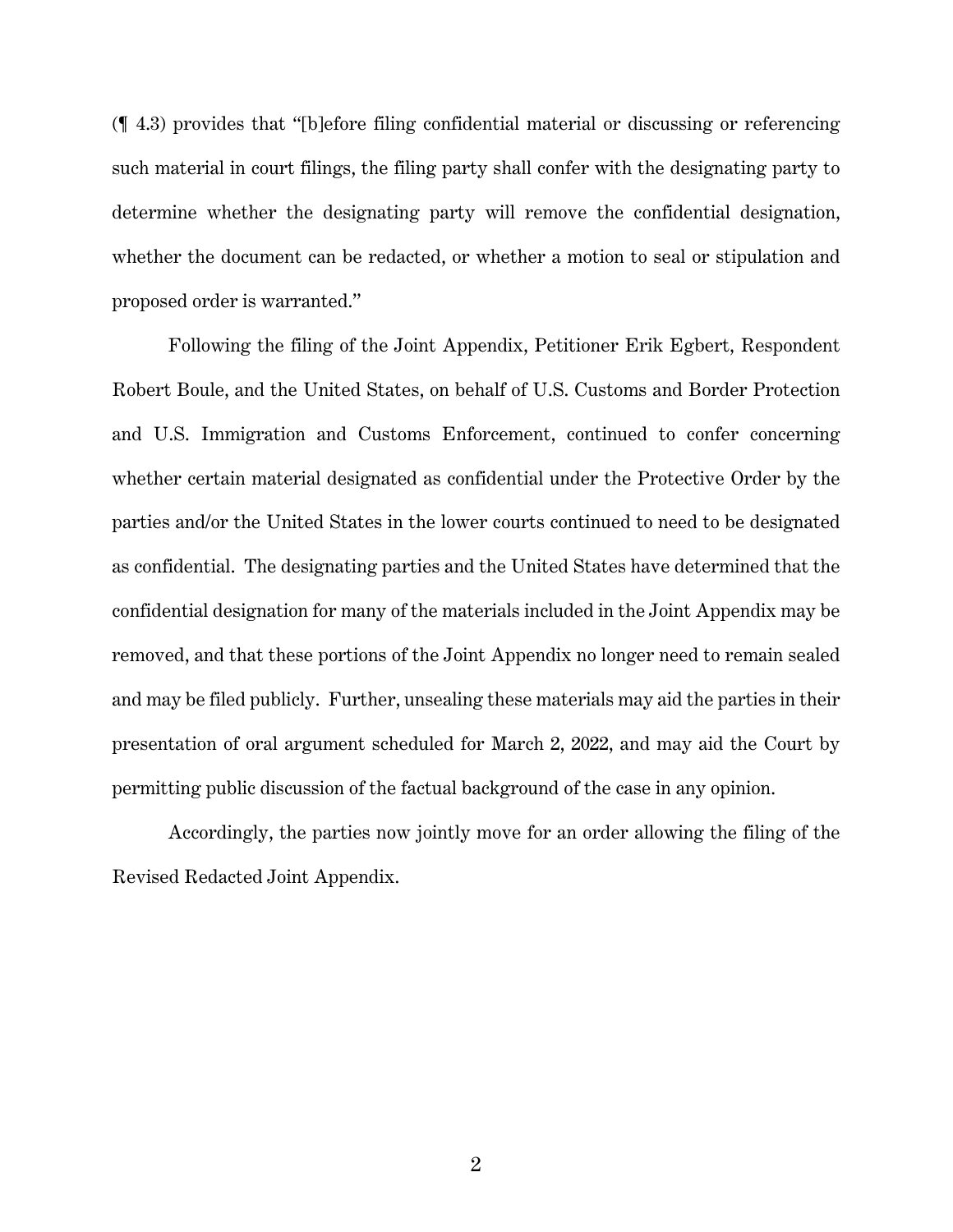(¶ 4.3) provides that "[b]efore filing confidential material or discussing or referencing such material in court filings, the filing party shall confer with the designating party to determine whether the designating party will remove the confidential designation, whether the document can be redacted, or whether a motion to seal or stipulation and proposed order is warranted."

Following the filing of the Joint Appendix, Petitioner Erik Egbert, Respondent Robert Boule, and the United States, on behalf of U.S. Customs and Border Protection and U.S. Immigration and Customs Enforcement, continued to confer concerning whether certain material designated as confidential under the Protective Order by the parties and/or the United States in the lower courts continued to need to be designated as confidential. The designating parties and the United States have determined that the confidential designation for many of the materials included in the Joint Appendix may be removed, and that these portions of the Joint Appendix no longer need to remain sealed and may be filed publicly. Further, unsealing these materials may aid the parties in their presentation of oral argument scheduled for March 2, 2022, and may aid the Court by permitting public discussion of the factual background of the case in any opinion.

Accordingly, the parties now jointly move for an order allowing the filing of the Revised Redacted Joint Appendix.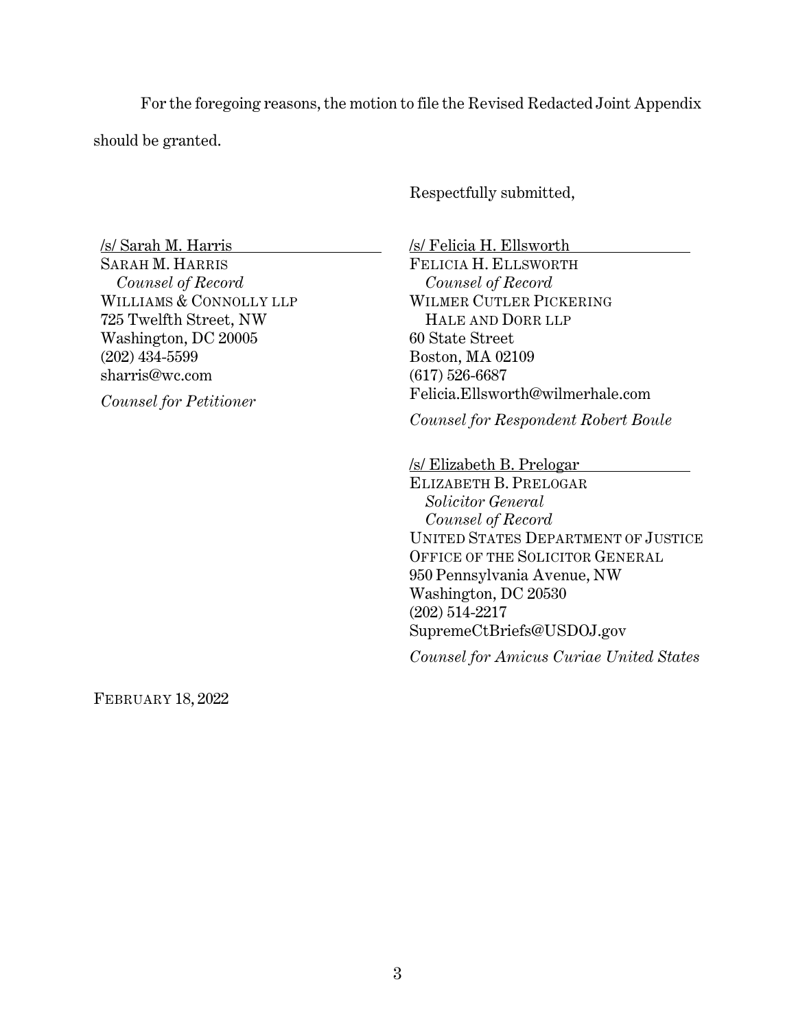For the foregoing reasons, the motion to file the Revised Redacted Joint Appendix should be granted.

Respectfully submitted,

/s/ Sarah M. Harris
SARAH M. HARRIS
*Counsel of Record*
WILLIAMS & CONNOLLY LLP
725 Twelfth Street, NW
Washington, DC 20005
(202) 434-5599
sharris@wc.com

*Counsel for Petitioner*

/s/ Felicia H. Ellsworth
FELICIA H. ELLSWORTH
*Counsel of Record*
WILMER CUTLER PICKERING HALE AND DORR LLP
60 State Street
Boston, MA 02109
(617) 526-6687
Felicia.Ellsworth@wilmerhale.com

*Counsel for Respondent Robert Boule*

/s/ Elizabeth B. Prelogar
ELIZABETH B. PRELOGAR
*Solicitor General*
*Counsel of Record*
UNITED STATES DEPARTMENT OF JUSTICE
OFFICE OF THE SOLICITOR GENERAL
950 Pennsylvania Avenue, NW
Washington, DC 20530
(202) 514-2217
SupremeCtBriefs@USDOJ.gov

*Counsel for Amicus Curiae United States*

FEBRUARY 18, 2022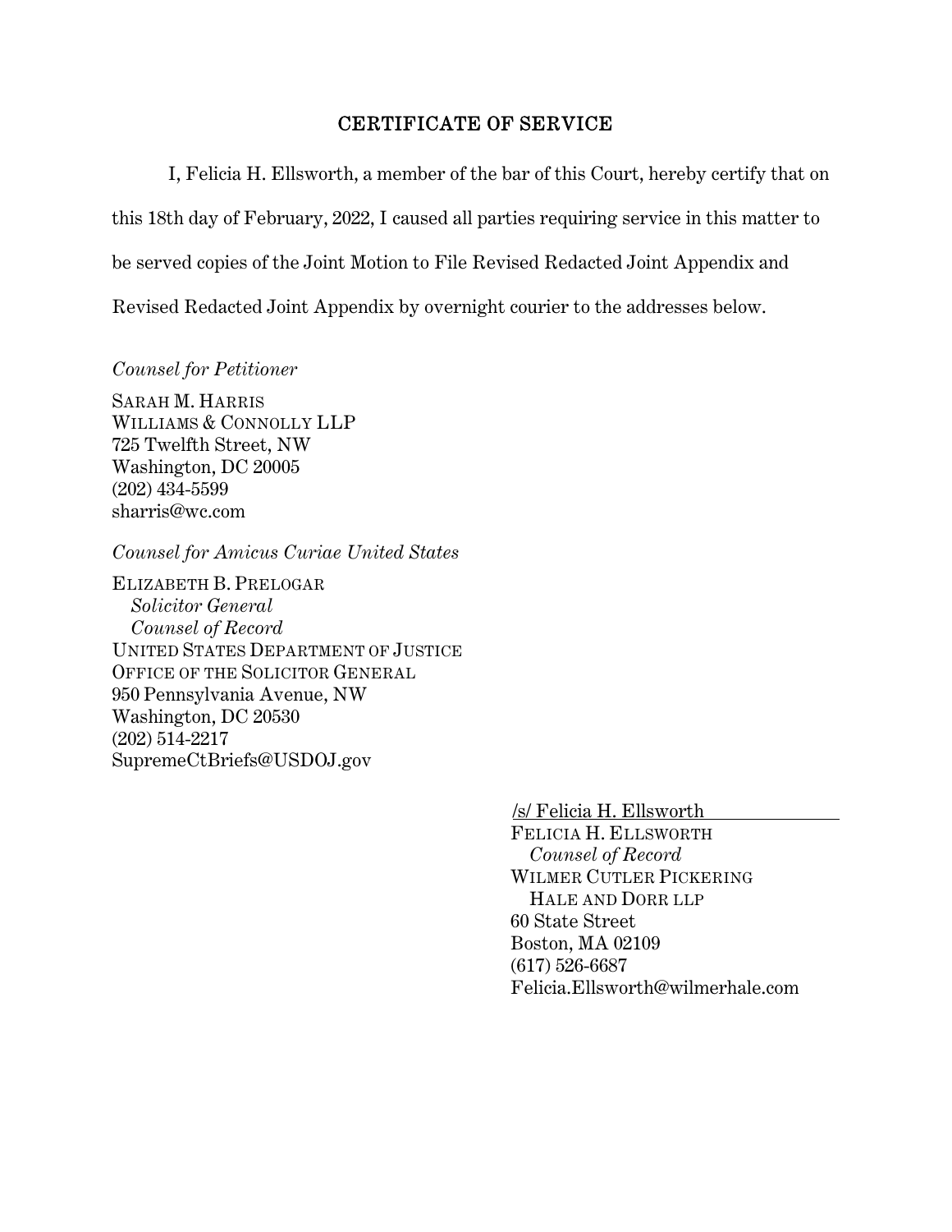## CERTIFICATE OF SERVICE

I, Felicia H. Ellsworth, a member of the bar of this Court, hereby certify that on this 18th day of February, 2022, I caused all parties requiring service in this matter to be served copies of the Joint Motion to File Revised Redacted Joint Appendix and Revised Redacted Joint Appendix by overnight courier to the addresses below.

*Counsel for Petitioner*

SARAH M. HARRIS
WILLIAMS & CONNOLLY LLP
725 Twelfth Street, NW
Washington, DC 20005
(202) 434-5599
sharris@wc.com

*Counsel for Amicus Curiae United States*

ELIZABETH B. PRELOGAR
*Solicitor General*
*Counsel of Record*
UNITED STATES DEPARTMENT OF JUSTICE
OFFICE OF THE SOLICITOR GENERAL
950 Pennsylvania Avenue, NW
Washington, DC 20530
(202) 514-2217
SupremeCtBriefs@USDOJ.gov

/s/ Felicia H. Ellsworth
FELICIA H. ELLSWORTH
*Counsel of Record*
WILMER CUTLER PICKERING
HALE AND DORR LLP
60 State Street
Boston, MA 02109
(617) 526-6687
Felicia.Ellsworth@wilmerhale.com